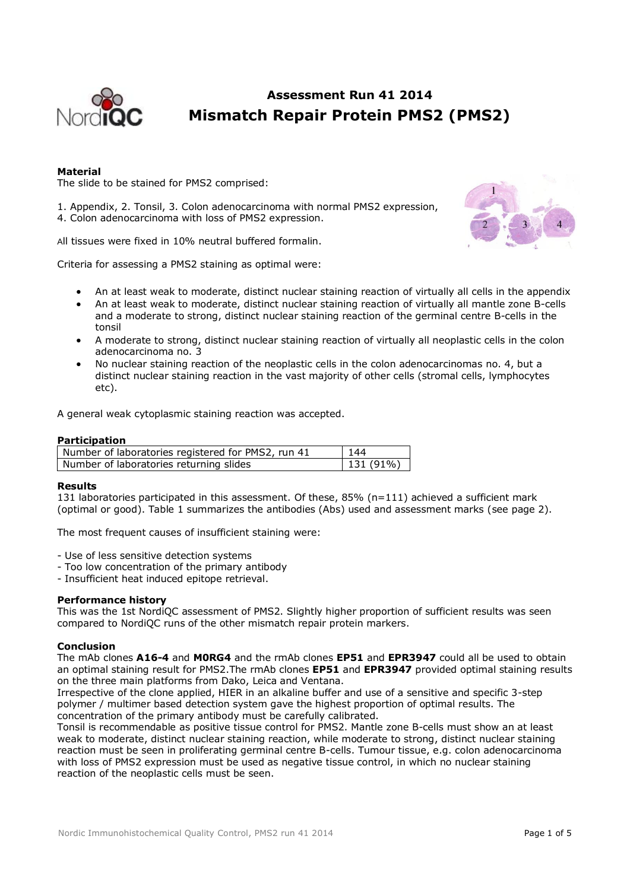# Assessment Run 41 2014
# Mismatch Repair Protein PMS2 (PMS2)

**Material**
The slide to be stained for PMS2 comprised:

1. Appendix, 2. Tonsil, 3. Colon adenocarcinoma with normal PMS2 expression,
4. Colon adenocarcinoma with loss of PMS2 expression.

All tissues were fixed in 10% neutral buffered formalin.

Criteria for assessing a PMS2 staining as optimal were:

- An at least weak to moderate, distinct nuclear staining reaction of virtually all cells in the appendix
- An at least weak to moderate, distinct nuclear staining reaction of virtually all mantle zone B-cells and a moderate to strong, distinct nuclear staining reaction of the germinal centre B-cells in the tonsil
- A moderate to strong, distinct nuclear staining reaction of virtually all neoplastic cells in the colon adenocarcinoma no. 3
- No nuclear staining reaction of the neoplastic cells in the colon adenocarcinomas no. 4, but a distinct nuclear staining reaction in the vast majority of other cells (stromal cells, lymphocytes etc).

A general weak cytoplasmic staining reaction was accepted.

**Participation**

| Number of laboratories registered for PMS2, run 41 | 144 |
|---|---|
| Number of laboratories returning slides | 131 (91%) |

**Results**
131 laboratories participated in this assessment. Of these, 85% (n=111) achieved a sufficient mark (optimal or good). Table 1 summarizes the antibodies (Abs) used and assessment marks (see page 2).

The most frequent causes of insufficient staining were:

- Use of less sensitive detection systems
- Too low concentration of the primary antibody
- Insufficient heat induced epitope retrieval.

**Performance history**
This was the 1st NordiQC assessment of PMS2. Slightly higher proportion of sufficient results was seen compared to NordiQC runs of the other mismatch repair protein markers.

**Conclusion**
The mAb clones **A16-4** and **M0RG4** and the rmAb clones **EP51** and **EPR3947** could all be used to obtain an optimal staining result for PMS2.The rmAb clones **EP51** and **EPR3947** provided optimal staining results on the three main platforms from Dako, Leica and Ventana.
Irrespective of the clone applied, HIER in an alkaline buffer and use of a sensitive and specific 3-step polymer / multimer based detection system gave the highest proportion of optimal results. The concentration of the primary antibody must be carefully calibrated.
Tonsil is recommendable as positive tissue control for PMS2. Mantle zone B-cells must show an at least weak to moderate, distinct nuclear staining reaction, while moderate to strong, distinct nuclear staining reaction must be seen in proliferating germinal centre B-cells. Tumour tissue, e.g. colon adenocarcinoma with loss of PMS2 expression must be used as negative tissue control, in which no nuclear staining reaction of the neoplastic cells must be seen.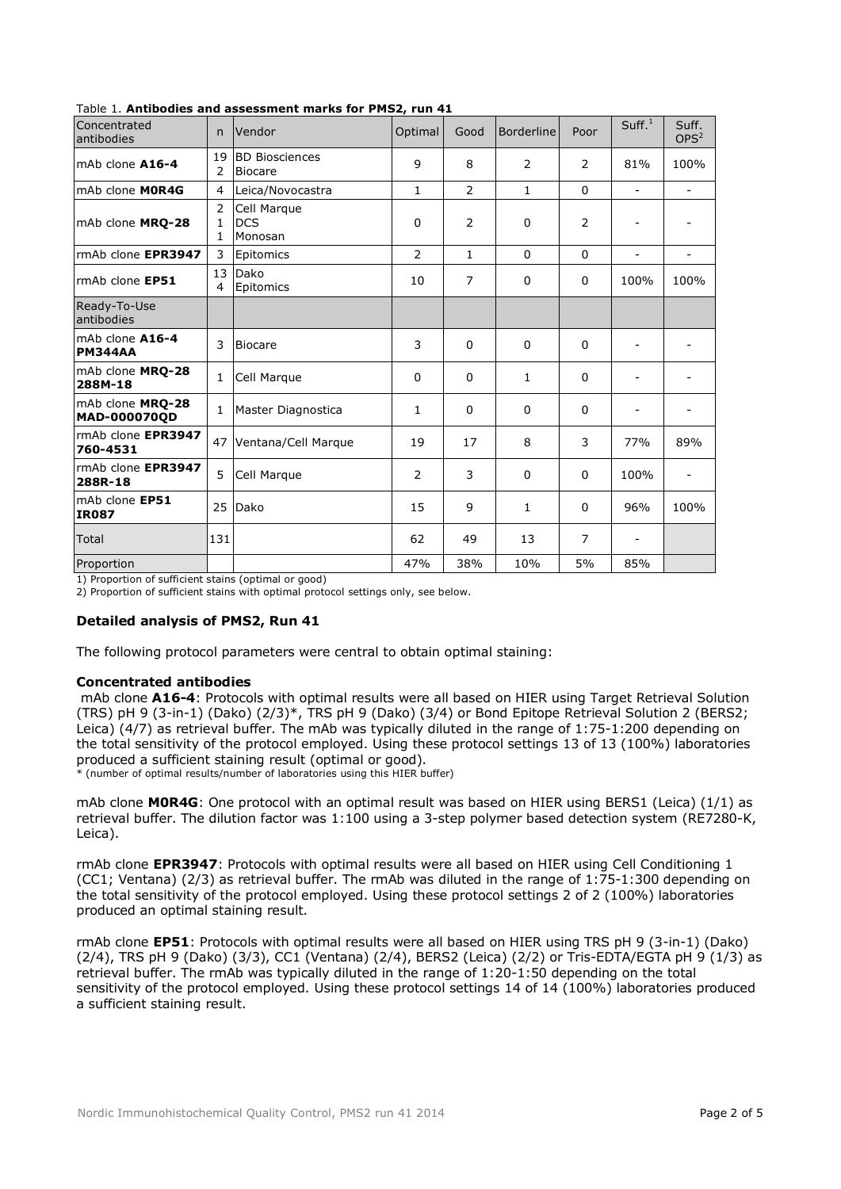Table 1. **Antibodies and assessment marks for PMS2, run 41**

| Concentrated antibodies | n | Vendor | Optimal | Good | Borderline | Poor | Suff.[1] | Suff. OPS[2] |
|---|---|---|---|---|---|---|---|---|
| mAb clone **A16-4** | 19<br>2 | BD Biosciences<br>Biocare | 9 | 8 | 2 | 2 | 81% | 100% |
| mAb clone **M0R4G** | 4 | Leica/Novocastra | 1 | 2 | 1 | 0 | - | - |
| mAb clone **MRQ-28** | 2<br>1<br>1 | Cell Marque<br>DCS<br>Monosan | 0 | 2 | 0 | 2 | - | - |
| rmAb clone **EPR3947** | 3 | Epitomics | 2 | 1 | 0 | 0 | - | - |
| rmAb clone **EP51** | 13<br>4 | Dako<br>Epitomics | 10 | 7 | 0 | 0 | 100% | 100% |
| Ready-To-Use antibodies | | | | | | | | |
| mAb clone **A16-4 PM344AA** | 3 | Biocare | 3 | 0 | 0 | 0 | - | - |
| mAb clone **MRQ-28 288M-18** | 1 | Cell Marque | 0 | 0 | 1 | 0 | - | - |
| mAb clone **MRQ-28 MAD-000070QD** | 1 | Master Diagnostica | 1 | 0 | 0 | 0 | - | - |
| rmAb clone **EPR3947 760-4531** | 47 | Ventana/Cell Marque | 19 | 17 | 8 | 3 | 77% | 89% |
| rmAb clone **EPR3947 288R-18** | 5 | Cell Marque | 2 | 3 | 0 | 0 | 100% | - |
| mAb clone **EP51 IR087** | 25 | Dako | 15 | 9 | 1 | 0 | 96% | 100% |
| Total | 131 | | 62 | 49 | 13 | 7 | - | |
| Proportion | | | 47% | 38% | 10% | 5% | 85% | |

1) Proportion of sufficient stains (optimal or good)
2) Proportion of sufficient stains with optimal protocol settings only, see below.

## Detailed analysis of PMS2, Run 41

The following protocol parameters were central to obtain optimal staining:

### Concentrated antibodies

mAb clone **A16-4**: Protocols with optimal results were all based on HIER using Target Retrieval Solution (TRS) pH 9 (3-in-1) (Dako) (2/3)*, TRS pH 9 (Dako) (3/4) or Bond Epitope Retrieval Solution 2 (BERS2; Leica) (4/7) as retrieval buffer. The mAb was typically diluted in the range of 1:75-1:200 depending on the total sensitivity of the protocol employed. Using these protocol settings 13 of 13 (100%) laboratories produced a sufficient staining result (optimal or good).
* (number of optimal results/number of laboratories using this HIER buffer)

mAb clone **M0R4G**: One protocol with an optimal result was based on HIER using BERS1 (Leica) (1/1) as retrieval buffer. The dilution factor was 1:100 using a 3-step polymer based detection system (RE7280-K, Leica).

rmAb clone **EPR3947**: Protocols with optimal results were all based on HIER using Cell Conditioning 1 (CC1; Ventana) (2/3) as retrieval buffer. The rmAb was diluted in the range of 1:75-1:300 depending on the total sensitivity of the protocol employed. Using these protocol settings 2 of 2 (100%) laboratories produced an optimal staining result.

rmAb clone **EP51**: Protocols with optimal results were all based on HIER using TRS pH 9 (3-in-1) (Dako) (2/4), TRS pH 9 (Dako) (3/3), CC1 (Ventana) (2/4), BERS2 (Leica) (2/2) or Tris-EDTA/EGTA pH 9 (1/3) as retrieval buffer. The rmAb was typically diluted in the range of 1:20-1:50 depending on the total sensitivity of the protocol employed. Using these protocol settings 14 of 14 (100%) laboratories produced a sufficient staining result.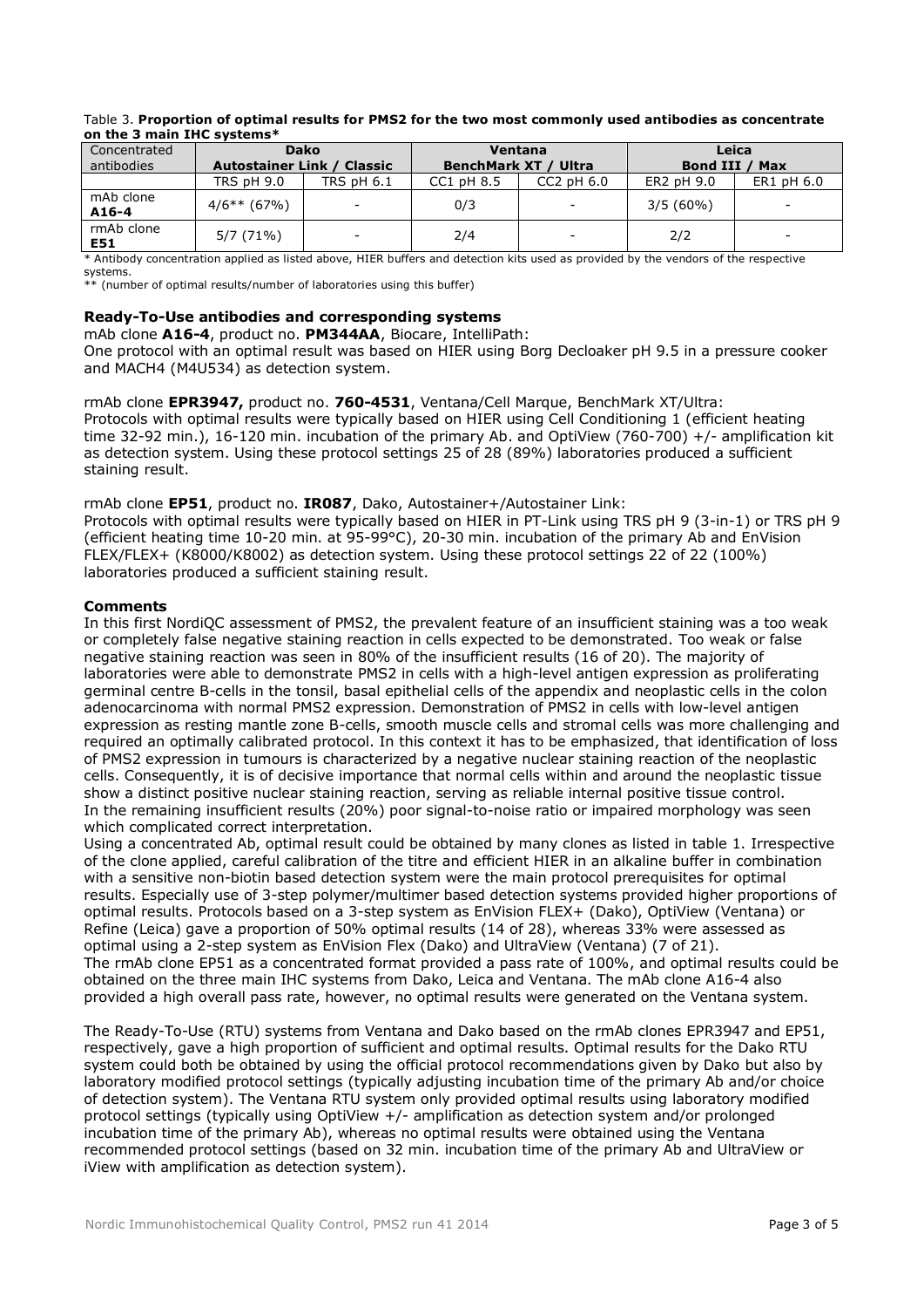Table 3. **Proportion of optimal results for PMS2 for the two most commonly used antibodies as concentrate on the 3 main IHC systems***

| Concentrated antibodies | Dako Autostainer Link / Classic | | Ventana BenchMark XT / Ultra | | Leica Bond III / Max | |
|---|---|---|---|---|---|---|
| | TRS pH 9.0 | TRS pH 6.1 | CC1 pH 8.5 | CC2 pH 6.0 | ER2 pH 9.0 | ER1 pH 6.0 |
| mAb clone **A16-4** | 4/6** (67%) | - | 0/3 | - | 3/5 (60%) | - |
| rmAb clone **E51** | 5/7 (71%) | - | 2/4 | - | 2/2 | - |

* Antibody concentration applied as listed above, HIER buffers and detection kits used as provided by the vendors of the respective systems.
** (number of optimal results/number of laboratories using this buffer)

**Ready-To-Use antibodies and corresponding systems**

mAb clone **A16-4**, product no. **PM344AA**, Biocare, IntelliPath:
One protocol with an optimal result was based on HIER using Borg Decloaker pH 9.5 in a pressure cooker and MACH4 (M4U534) as detection system.

rmAb clone **EPR3947,** product no. **760-4531**, Ventana/Cell Marque, BenchMark XT/Ultra:
Protocols with optimal results were typically based on HIER using Cell Conditioning 1 (efficient heating time 32-92 min.), 16-120 min. incubation of the primary Ab. and OptiView (760-700) +/- amplification kit as detection system. Using these protocol settings 25 of 28 (89%) laboratories produced a sufficient staining result.

rmAb clone **EP51**, product no. **IR087**, Dako, Autostainer+/Autostainer Link:
Protocols with optimal results were typically based on HIER in PT-Link using TRS pH 9 (3-in-1) or TRS pH 9 (efficient heating time 10-20 min. at 95-99°C), 20-30 min. incubation of the primary Ab and EnVision FLEX/FLEX+ (K8000/K8002) as detection system. Using these protocol settings 22 of 22 (100%) laboratories produced a sufficient staining result.

**Comments**

In this first NordiQC assessment of PMS2, the prevalent feature of an insufficient staining was a too weak or completely false negative staining reaction in cells expected to be demonstrated. Too weak or false negative staining reaction was seen in 80% of the insufficient results (16 of 20). The majority of laboratories were able to demonstrate PMS2 in cells with a high-level antigen expression as proliferating germinal centre B-cells in the tonsil, basal epithelial cells of the appendix and neoplastic cells in the colon adenocarcinoma with normal PMS2 expression. Demonstration of PMS2 in cells with low-level antigen expression as resting mantle zone B-cells, smooth muscle cells and stromal cells was more challenging and required an optimally calibrated protocol. In this context it has to be emphasized, that identification of loss of PMS2 expression in tumours is characterized by a negative nuclear staining reaction of the neoplastic cells. Consequently, it is of decisive importance that normal cells within and around the neoplastic tissue show a distinct positive nuclear staining reaction, serving as reliable internal positive tissue control.
In the remaining insufficient results (20%) poor signal-to-noise ratio or impaired morphology was seen which complicated correct interpretation.
Using a concentrated Ab, optimal result could be obtained by many clones as listed in table 1. Irrespective of the clone applied, careful calibration of the titre and efficient HIER in an alkaline buffer in combination with a sensitive non-biotin based detection system were the main protocol prerequisites for optimal results. Especially use of 3-step polymer/multimer based detection systems provided higher proportions of optimal results. Protocols based on a 3-step system as EnVision FLEX+ (Dako), OptiView (Ventana) or Refine (Leica) gave a proportion of 50% optimal results (14 of 28), whereas 33% were assessed as optimal using a 2-step system as EnVision Flex (Dako) and UltraView (Ventana) (7 of 21).
The rmAb clone EP51 as a concentrated format provided a pass rate of 100%, and optimal results could be obtained on the three main IHC systems from Dako, Leica and Ventana. The mAb clone A16-4 also provided a high overall pass rate, however, no optimal results were generated on the Ventana system.

The Ready-To-Use (RTU) systems from Ventana and Dako based on the rmAb clones EPR3947 and EP51, respectively, gave a high proportion of sufficient and optimal results. Optimal results for the Dako RTU system could both be obtained by using the official protocol recommendations given by Dako but also by laboratory modified protocol settings (typically adjusting incubation time of the primary Ab and/or choice of detection system). The Ventana RTU system only provided optimal results using laboratory modified protocol settings (typically using OptiView +/- amplification as detection system and/or prolonged incubation time of the primary Ab), whereas no optimal results were obtained using the Ventana recommended protocol settings (based on 32 min. incubation time of the primary Ab and UltraView or iView with amplification as detection system).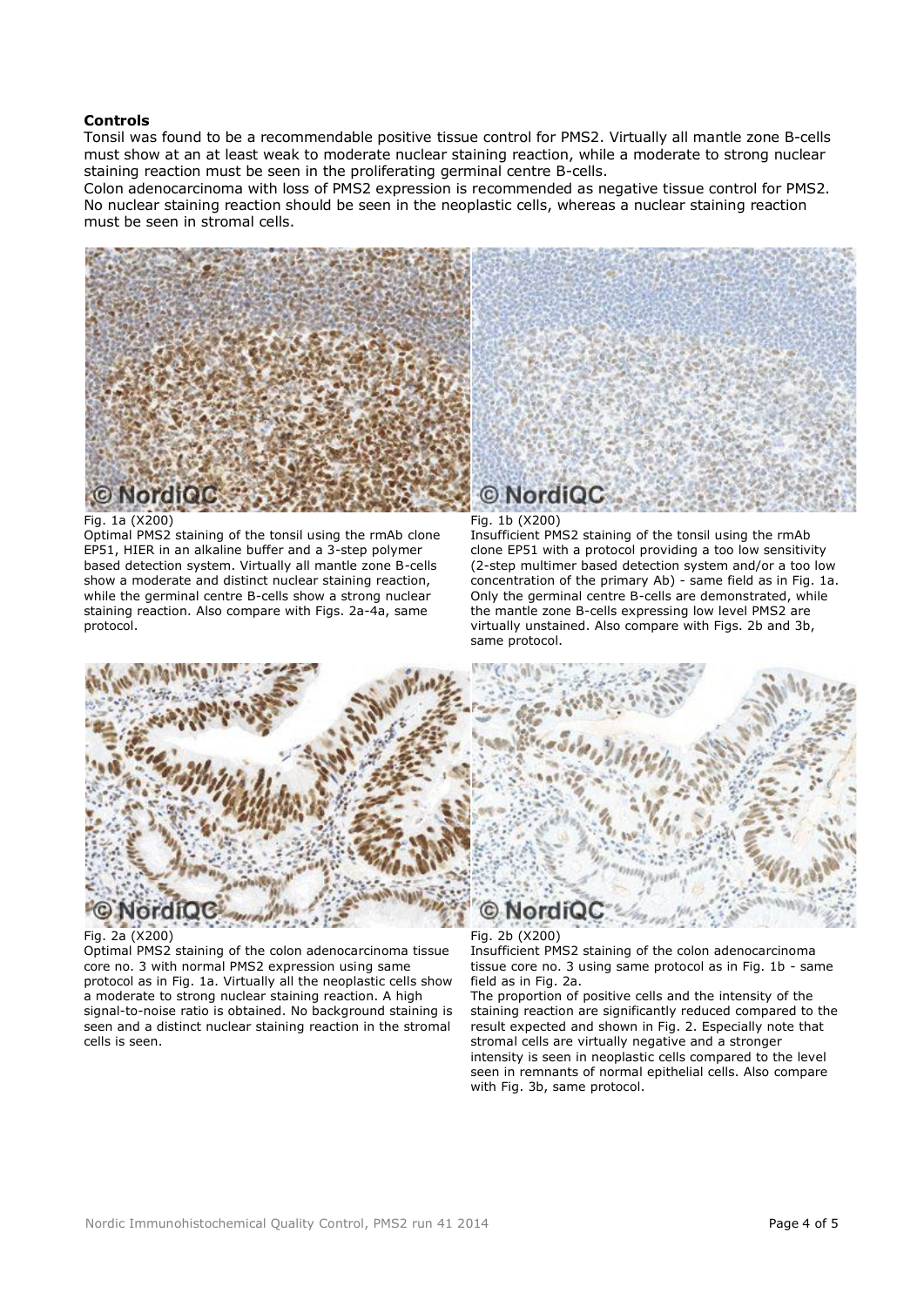**Controls**

Tonsil was found to be a recommendable positive tissue control for PMS2. Virtually all mantle zone B-cells must show at an at least weak to moderate nuclear staining reaction, while a moderate to strong nuclear staining reaction must be seen in the proliferating germinal centre B-cells.

Colon adenocarcinoma with loss of PMS2 expression is recommended as negative tissue control for PMS2. No nuclear staining reaction should be seen in the neoplastic cells, whereas a nuclear staining reaction must be seen in stromal cells.

Fig. 1a (X200)
Optimal PMS2 staining of the tonsil using the rmAb clone EP51, HIER in an alkaline buffer and a 3-step polymer based detection system. Virtually all mantle zone B-cells show a moderate and distinct nuclear staining reaction, while the germinal centre B-cells show a strong nuclear staining reaction. Also compare with Figs. 2a-4a, same protocol.

Fig. 1b (X200)
Insufficient PMS2 staining of the tonsil using the rmAb clone EP51 with a protocol providing a too low sensitivity (2-step multimer based detection system and/or a too low concentration of the primary Ab) - same field as in Fig. 1a. Only the germinal centre B-cells are demonstrated, while the mantle zone B-cells expressing low level PMS2 are virtually unstained. Also compare with Figs. 2b and 3b, same protocol.

Fig. 2a (X200)
Optimal PMS2 staining of the colon adenocarcinoma tissue core no. 3 with normal PMS2 expression using same protocol as in Fig. 1a. Virtually all the neoplastic cells show a moderate to strong nuclear staining reaction. A high signal-to-noise ratio is obtained. No background staining is seen and a distinct nuclear staining reaction in the stromal cells is seen.

Fig. 2b (X200)
Insufficient PMS2 staining of the colon adenocarcinoma tissue core no. 3 using same protocol as in Fig. 1b - same field as in Fig. 2a.
The proportion of positive cells and the intensity of the staining reaction are significantly reduced compared to the result expected and shown in Fig. 2. Especially note that stromal cells are virtually negative and a stronger intensity is seen in neoplastic cells compared to the level seen in remnants of normal epithelial cells. Also compare with Fig. 3b, same protocol.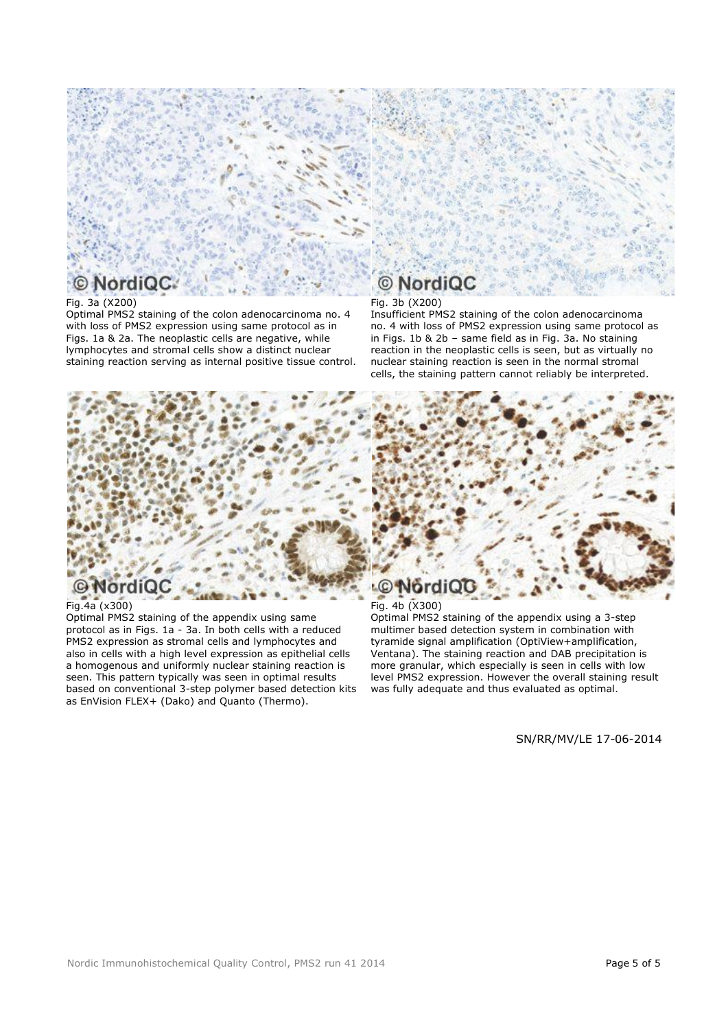Fig. 3a (X200)
Optimal PMS2 staining of the colon adenocarcinoma no. 4 with loss of PMS2 expression using same protocol as in Figs. 1a & 2a. The neoplastic cells are negative, while lymphocytes and stromal cells show a distinct nuclear staining reaction serving as internal positive tissue control.

Fig. 3b (X200)
Insufficient PMS2 staining of the colon adenocarcinoma no. 4 with loss of PMS2 expression using same protocol as in Figs. 1b & 2b – same field as in Fig. 3a. No staining reaction in the neoplastic cells is seen, but as virtually no nuclear staining reaction is seen in the normal stromal cells, the staining pattern cannot reliably be interpreted.

Fig.4a (x300)
Optimal PMS2 staining of the appendix using same protocol as in Figs. 1a - 3a. In both cells with a reduced PMS2 expression as stromal cells and lymphocytes and also in cells with a high level expression as epithelial cells a homogenous and uniformly nuclear staining reaction is seen. This pattern typically was seen in optimal results based on conventional 3-step polymer based detection kits as EnVision FLEX+ (Dako) and Quanto (Thermo).

Fig. 4b (X300)
Optimal PMS2 staining of the appendix using a 3-step multimer based detection system in combination with tyramide signal amplification (OptiView+amplification, Ventana). The staining reaction and DAB precipitation is more granular, which especially is seen in cells with low level PMS2 expression. However the overall staining result was fully adequate and thus evaluated as optimal.

SN/RR/MV/LE 17-06-2014